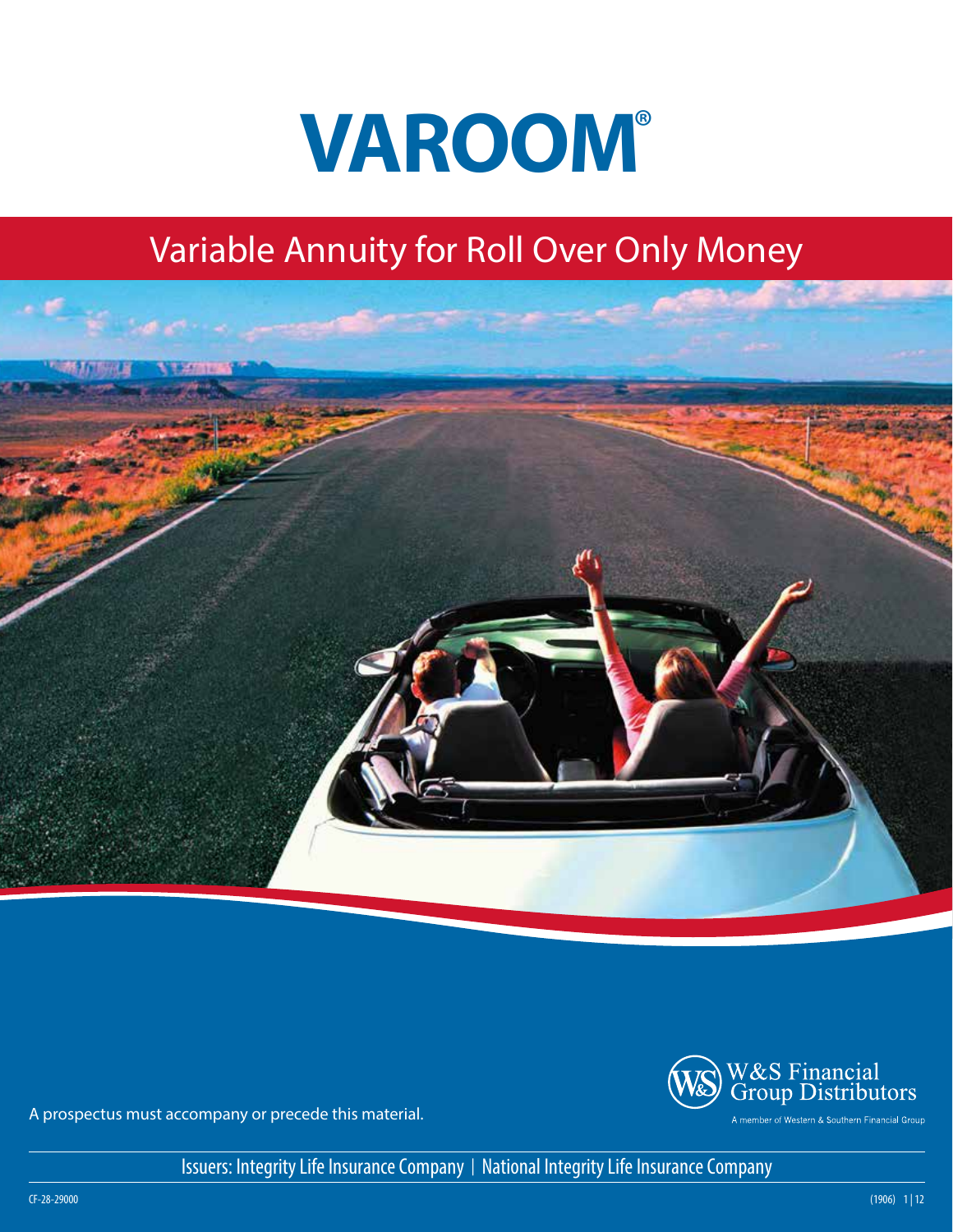# VAROOM®

## Variable Annuity for Roll Over Only Money

A prospectus must accompany or precede this material.

W&S Financial Group Distributors

A member of Western & Southern Financial Group

Issuers: Integrity Life Insurance Company | National Integrity Life Insurance Company

CF-28-29000

(1906)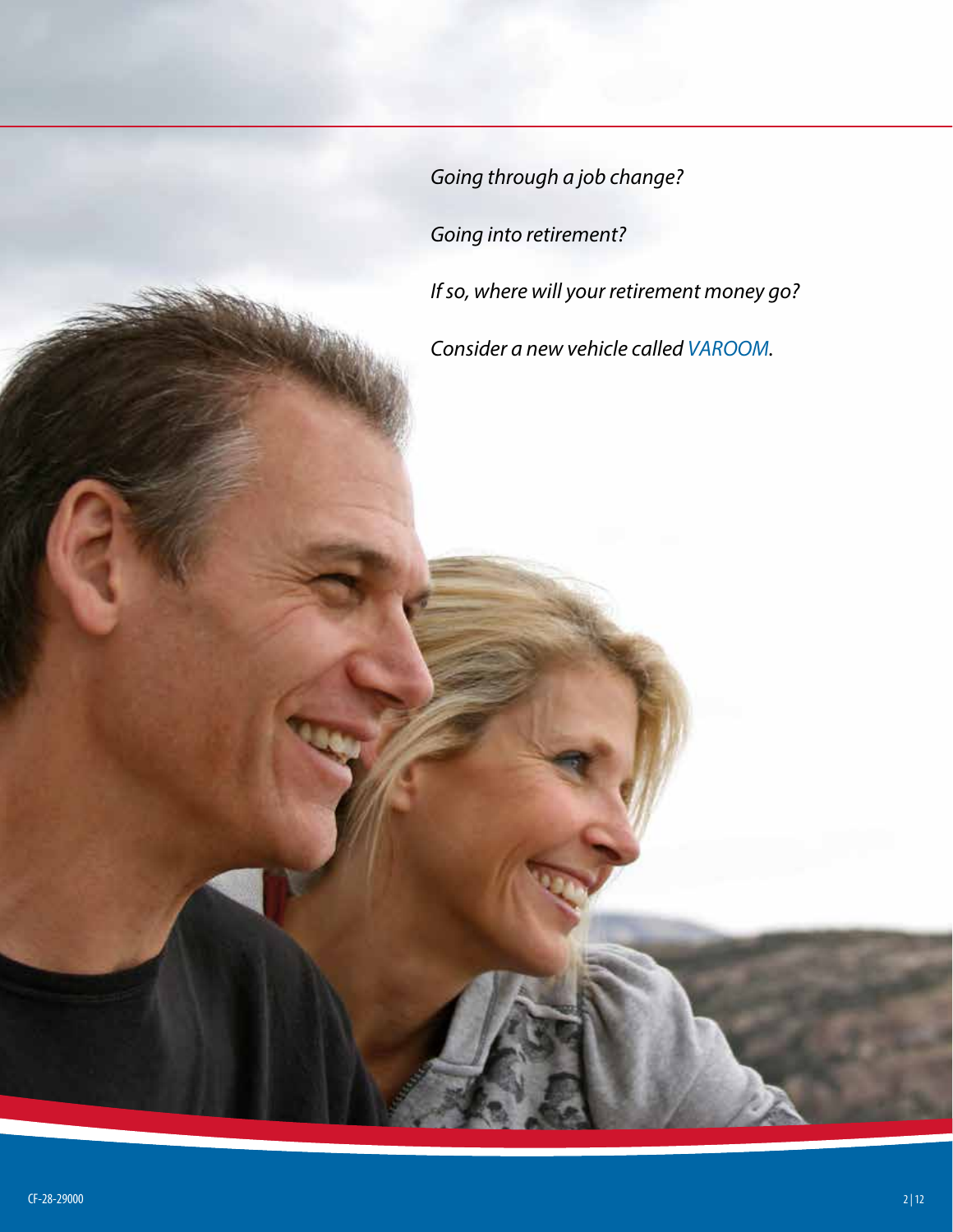*Going through a job change?*

*Going into retirement?*

*If so, where will your retirement money go?*

*Consider a new vehicle called VAROOM.*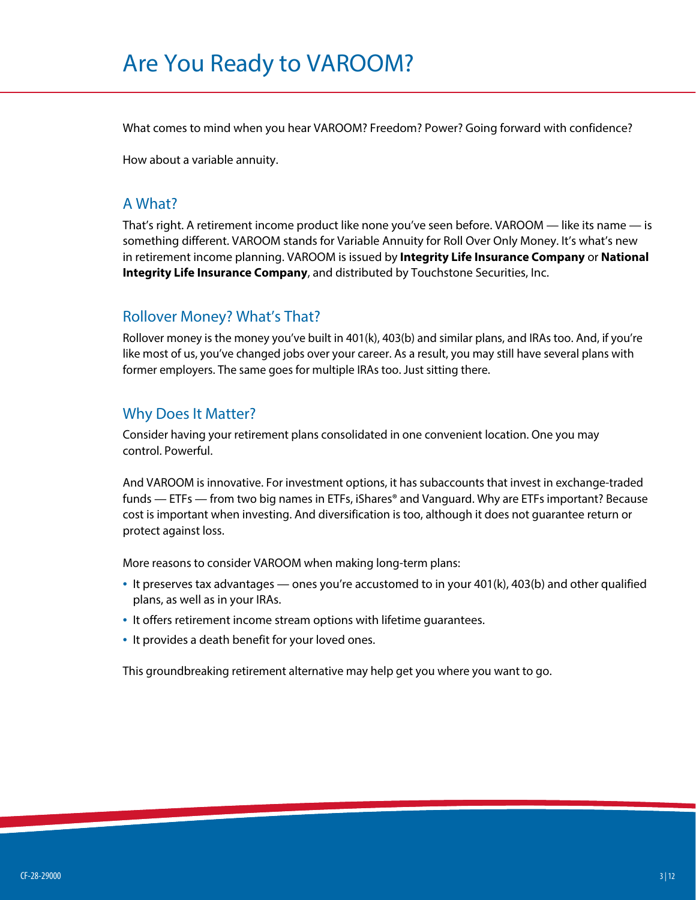# Are You Ready to VAROOM?

What comes to mind when you hear VAROOM? Freedom? Power? Going forward with confidence?

How about a variable annuity.

## A What?

That's right. A retirement income product like none you've seen before. VAROOM — like its name — is something different. VAROOM stands for Variable Annuity for Roll Over Only Money. It's what's new in retirement income planning. VAROOM is issued by **Integrity Life Insurance Company** or **National Integrity Life Insurance Company**, and distributed by Touchstone Securities, Inc.

## Rollover Money? What's That?

Rollover money is the money you've built in 401(k), 403(b) and similar plans, and IRAs too. And, if you're like most of us, you've changed jobs over your career. As a result, you may still have several plans with former employers. The same goes for multiple IRAs too. Just sitting there.

## Why Does It Matter?

Consider having your retirement plans consolidated in one convenient location. One you may control. Powerful.

And VAROOM is innovative. For investment options, it has subaccounts that invest in exchange-traded funds — ETFs — from two big names in ETFs, iShares® and Vanguard. Why are ETFs important? Because cost is important when investing. And diversification is too, although it does not guarantee return or protect against loss.

More reasons to consider VAROOM when making long-term plans:

- It preserves tax advantages — ones you're accustomed to in your 401(k), 403(b) and other qualified plans, as well as in your IRAs.
- It offers retirement income stream options with lifetime guarantees.
- It provides a death benefit for your loved ones.

This groundbreaking retirement alternative may help get you where you want to go.

CF-28-29000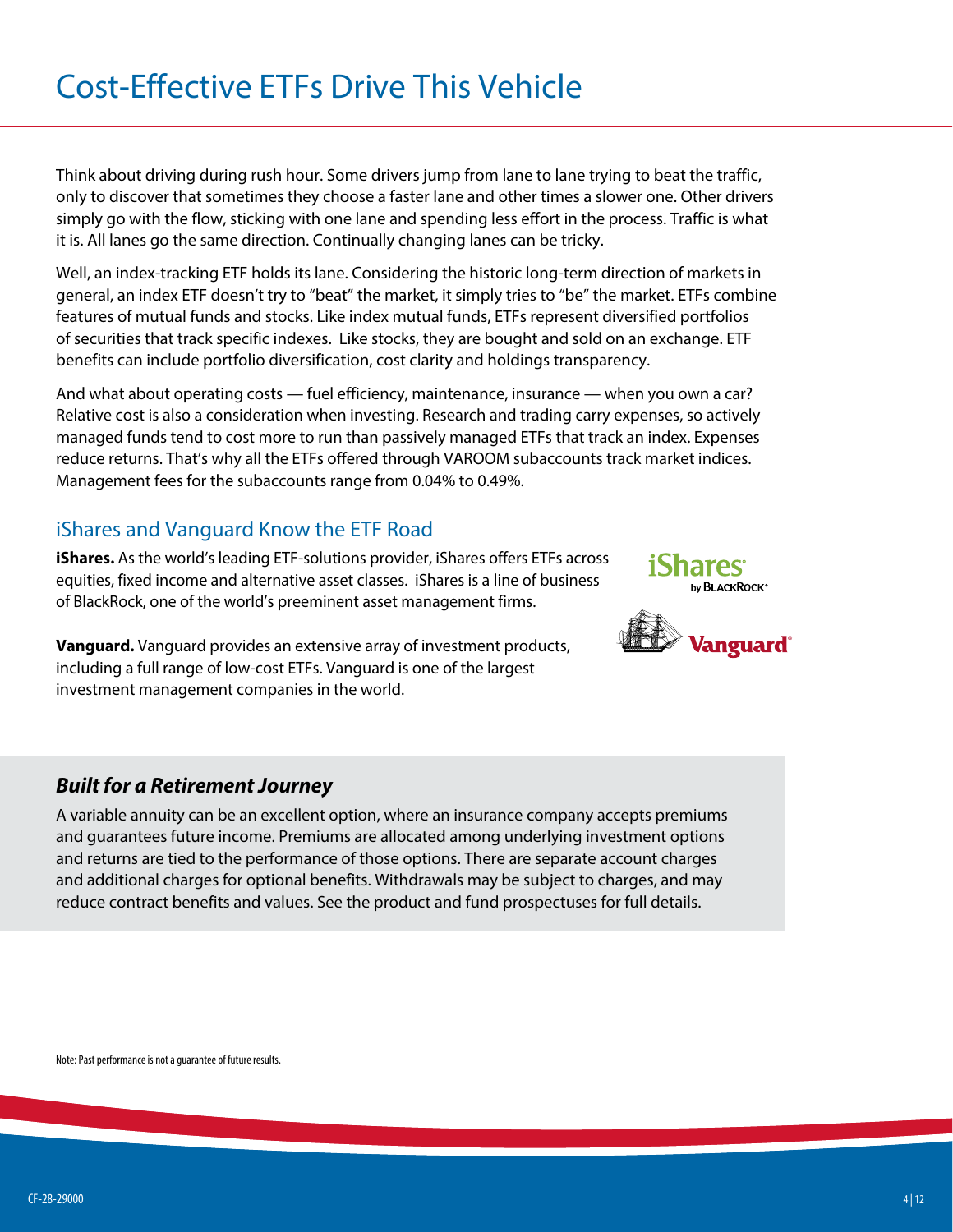# Cost-Effective ETFs Drive This Vehicle

Think about driving during rush hour. Some drivers jump from lane to lane trying to beat the traffic, only to discover that sometimes they choose a faster lane and other times a slower one. Other drivers simply go with the flow, sticking with one lane and spending less effort in the process. Traffic is what it is. All lanes go the same direction. Continually changing lanes can be tricky.

Well, an index-tracking ETF holds its lane. Considering the historic long-term direction of markets in general, an index ETF doesn't try to "beat" the market, it simply tries to "be" the market. ETFs combine features of mutual funds and stocks. Like index mutual funds, ETFs represent diversified portfolios of securities that track specific indexes. Like stocks, they are bought and sold on an exchange. ETF benefits can include portfolio diversification, cost clarity and holdings transparency.

And what about operating costs — fuel efficiency, maintenance, insurance — when you own a car? Relative cost is also a consideration when investing. Research and trading carry expenses, so actively managed funds tend to cost more to run than passively managed ETFs that track an index. Expenses reduce returns. That's why all the ETFs offered through VAROOM subaccounts track market indices. Management fees for the subaccounts range from 0.04% to 0.49%.

## iShares and Vanguard Know the ETF Road

**iShares.** As the world's leading ETF-solutions provider, iShares offers ETFs across equities, fixed income and alternative asset classes. iShares is a line of business of BlackRock, one of the world's preeminent asset management firms.

**Vanguard.** Vanguard provides an extensive array of investment products, including a full range of low-cost ETFs. Vanguard is one of the largest investment management companies in the world.

### *Built for a Retirement Journey*

A variable annuity can be an excellent option, where an insurance company accepts premiums and guarantees future income. Premiums are allocated among underlying investment options and returns are tied to the performance of those options. There are separate account charges and additional charges for optional benefits. Withdrawals may be subject to charges, and may reduce contract benefits and values. See the product and fund prospectuses for full details.

Note: Past performance is not a guarantee of future results.

CF-28-29000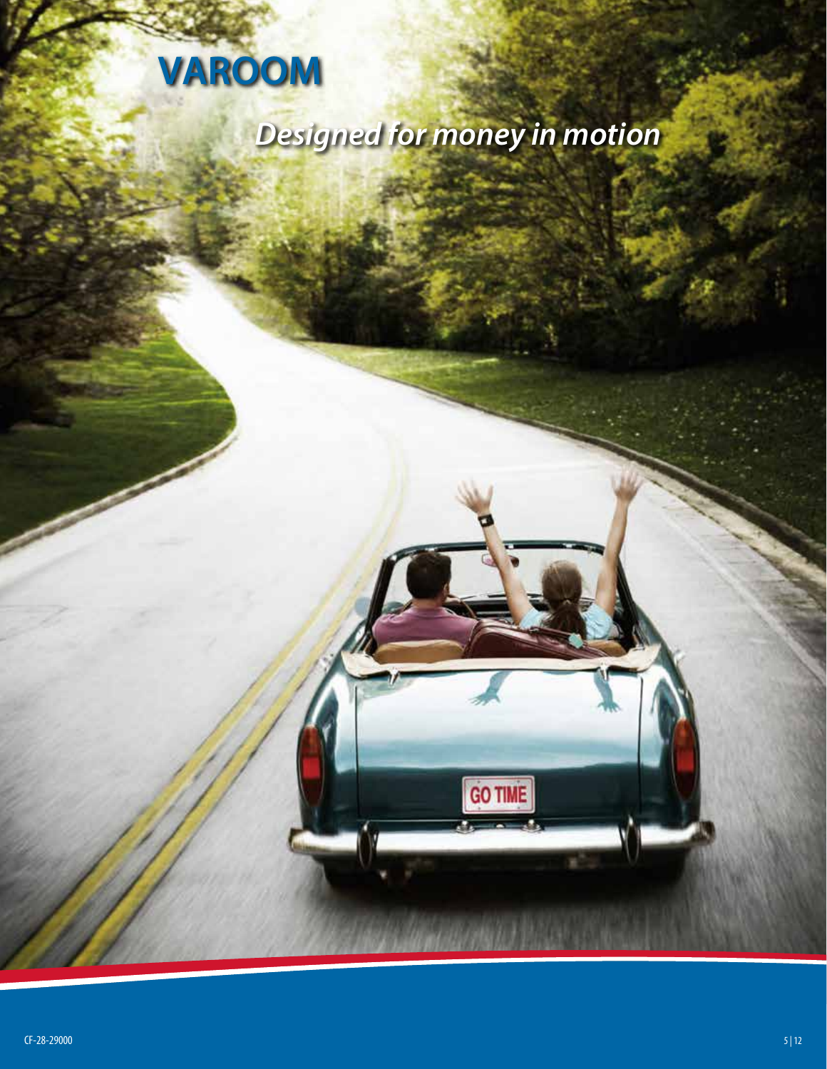# VAROOM

*Designed for money in motion*

CF-28-29000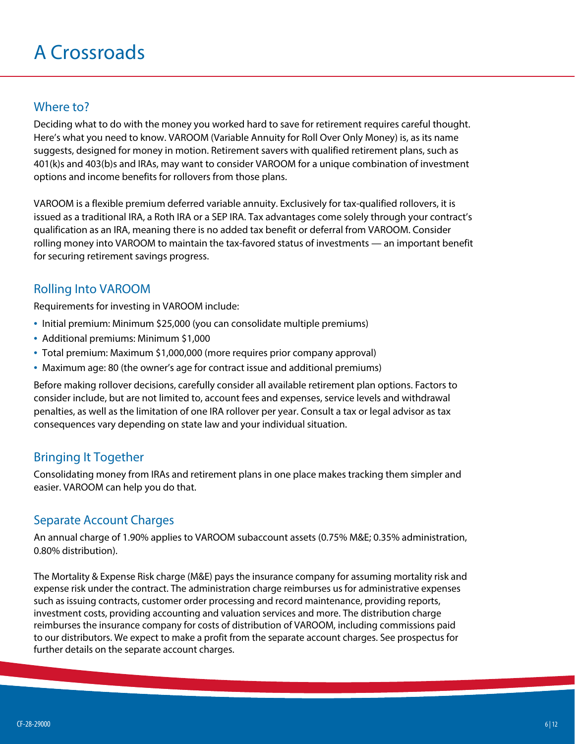# A Crossroads

## Where to?

Deciding what to do with the money you worked hard to save for retirement requires careful thought. Here's what you need to know. VAROOM (Variable Annuity for Roll Over Only Money) is, as its name suggests, designed for money in motion. Retirement savers with qualified retirement plans, such as 401(k)s and 403(b)s and IRAs, may want to consider VAROOM for a unique combination of investment options and income benefits for rollovers from those plans.

VAROOM is a flexible premium deferred variable annuity. Exclusively for tax-qualified rollovers, it is issued as a traditional IRA, a Roth IRA or a SEP IRA. Tax advantages come solely through your contract's qualification as an IRA, meaning there is no added tax benefit or deferral from VAROOM. Consider rolling money into VAROOM to maintain the tax-favored status of investments — an important benefit for securing retirement savings progress.

## Rolling Into VAROOM

Requirements for investing in VAROOM include:

- Initial premium: Minimum $25,000 (you can consolidate multiple premiums)
- Additional premiums: Minimum $1,000
- Total premium: Maximum $1,000,000 (more requires prior company approval)
- Maximum age: 80 (the owner's age for contract issue and additional premiums)

Before making rollover decisions, carefully consider all available retirement plan options. Factors to consider include, but are not limited to, account fees and expenses, service levels and withdrawal penalties, as well as the limitation of one IRA rollover per year. Consult a tax or legal advisor as tax consequences vary depending on state law and your individual situation.

## Bringing It Together

Consolidating money from IRAs and retirement plans in one place makes tracking them simpler and easier. VAROOM can help you do that.

## Separate Account Charges

An annual charge of 1.90% applies to VAROOM subaccount assets (0.75% M&E; 0.35% administration, 0.80% distribution).

The Mortality & Expense Risk charge (M&E) pays the insurance company for assuming mortality risk and expense risk under the contract. The administration charge reimburses us for administrative expenses such as issuing contracts, customer order processing and record maintenance, providing reports, investment costs, providing accounting and valuation services and more. The distribution charge reimburses the insurance company for costs of distribution of VAROOM, including commissions paid to our distributors. We expect to make a profit from the separate account charges. See prospectus for further details on the separate account charges.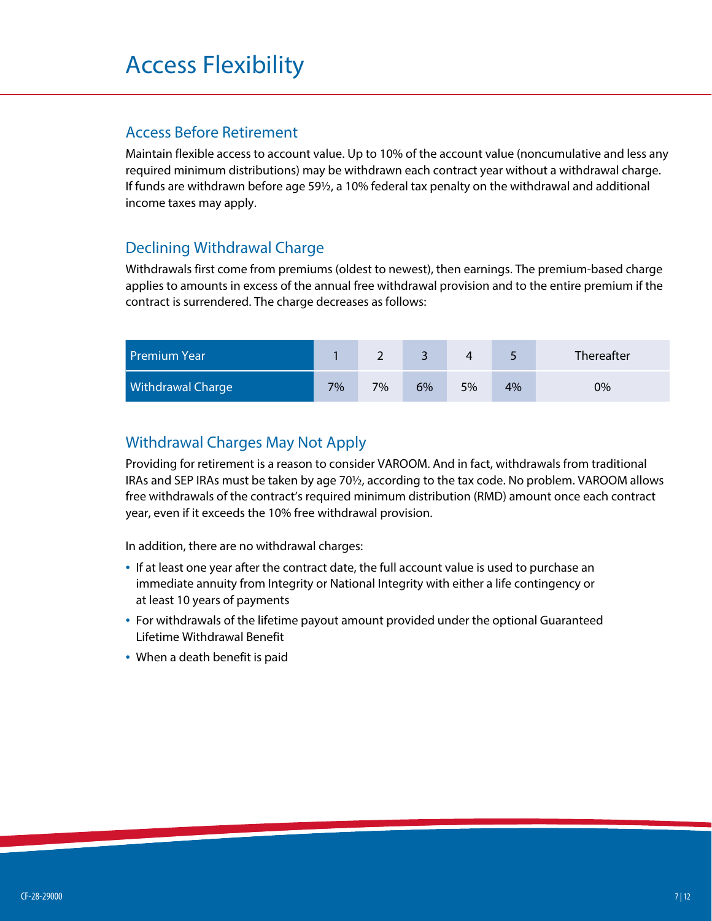# Access Flexibility

## Access Before Retirement

Maintain flexible access to account value. Up to 10% of the account value (noncumulative and less any required minimum distributions) may be withdrawn each contract year without a withdrawal charge. If funds are withdrawn before age 59½, a 10% federal tax penalty on the withdrawal and additional income taxes may apply.

## Declining Withdrawal Charge

Withdrawals first come from premiums (oldest to newest), then earnings. The premium-based charge applies to amounts in excess of the annual free withdrawal provision and to the entire premium if the contract is surrendered. The charge decreases as follows:

| Premium Year | 1 | 2 | 3 | 4 | 5 | Thereafter |
|---|---|---|---|---|---|---|
| Withdrawal Charge | 7% | 7% | 6% | 5% | 4% | 0% |

## Withdrawal Charges May Not Apply

Providing for retirement is a reason to consider VAROOM. And in fact, withdrawals from traditional IRAs and SEP IRAs must be taken by age 70½, according to the tax code. No problem. VAROOM allows free withdrawals of the contract's required minimum distribution (RMD) amount once each contract year, even if it exceeds the 10% free withdrawal provision.

In addition, there are no withdrawal charges:

- If at least one year after the contract date, the full account value is used to purchase an immediate annuity from Integrity or National Integrity with either a life contingency or at least 10 years of payments
- For withdrawals of the lifetime payout amount provided under the optional Guaranteed Lifetime Withdrawal Benefit
- When a death benefit is paid

CF-28-29000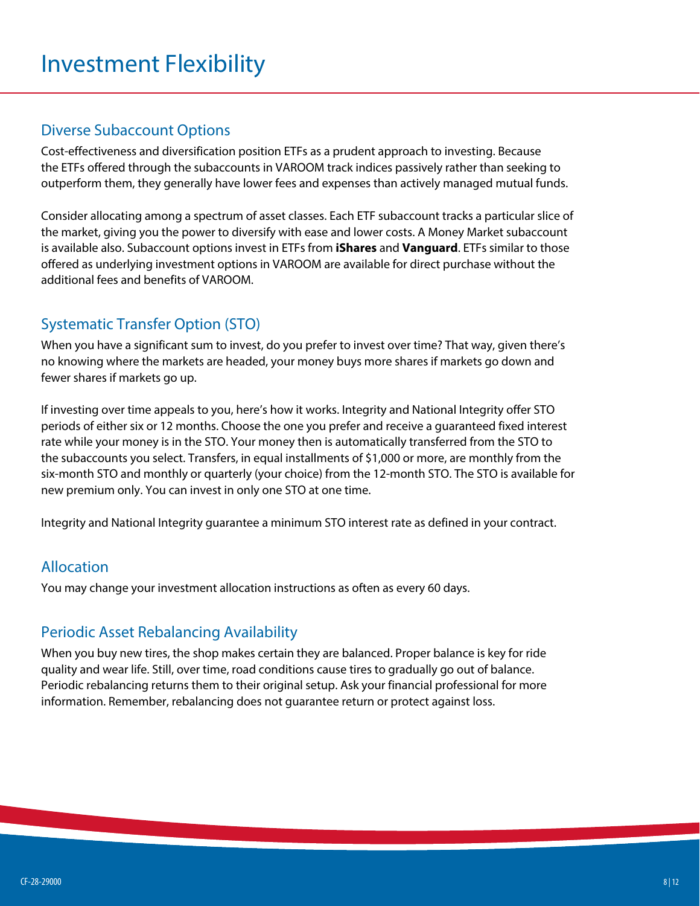# Investment Flexibility

## Diverse Subaccount Options

Cost-effectiveness and diversification position ETFs as a prudent approach to investing. Because the ETFs offered through the subaccounts in VAROOM track indices passively rather than seeking to outperform them, they generally have lower fees and expenses than actively managed mutual funds.

Consider allocating among a spectrum of asset classes. Each ETF subaccount tracks a particular slice of the market, giving you the power to diversify with ease and lower costs. A Money Market subaccount is available also. Subaccount options invest in ETFs from **iShares** and **Vanguard**. ETFs similar to those offered as underlying investment options in VAROOM are available for direct purchase without the additional fees and benefits of VAROOM.

## Systematic Transfer Option (STO)

When you have a significant sum to invest, do you prefer to invest over time? That way, given there's no knowing where the markets are headed, your money buys more shares if markets go down and fewer shares if markets go up.

If investing over time appeals to you, here's how it works. Integrity and National Integrity offer STO periods of either six or 12 months. Choose the one you prefer and receive a guaranteed fixed interest rate while your money is in the STO. Your money then is automatically transferred from the STO to the subaccounts you select. Transfers, in equal installments of $1,000 or more, are monthly from the six-month STO and monthly or quarterly (your choice) from the 12-month STO. The STO is available for new premium only. You can invest in only one STO at one time.

Integrity and National Integrity guarantee a minimum STO interest rate as defined in your contract.

## Allocation

You may change your investment allocation instructions as often as every 60 days.

## Periodic Asset Rebalancing Availability

When you buy new tires, the shop makes certain they are balanced. Proper balance is key for ride quality and wear life. Still, over time, road conditions cause tires to gradually go out of balance. Periodic rebalancing returns them to their original setup. Ask your financial professional for more information. Remember, rebalancing does not guarantee return or protect against loss.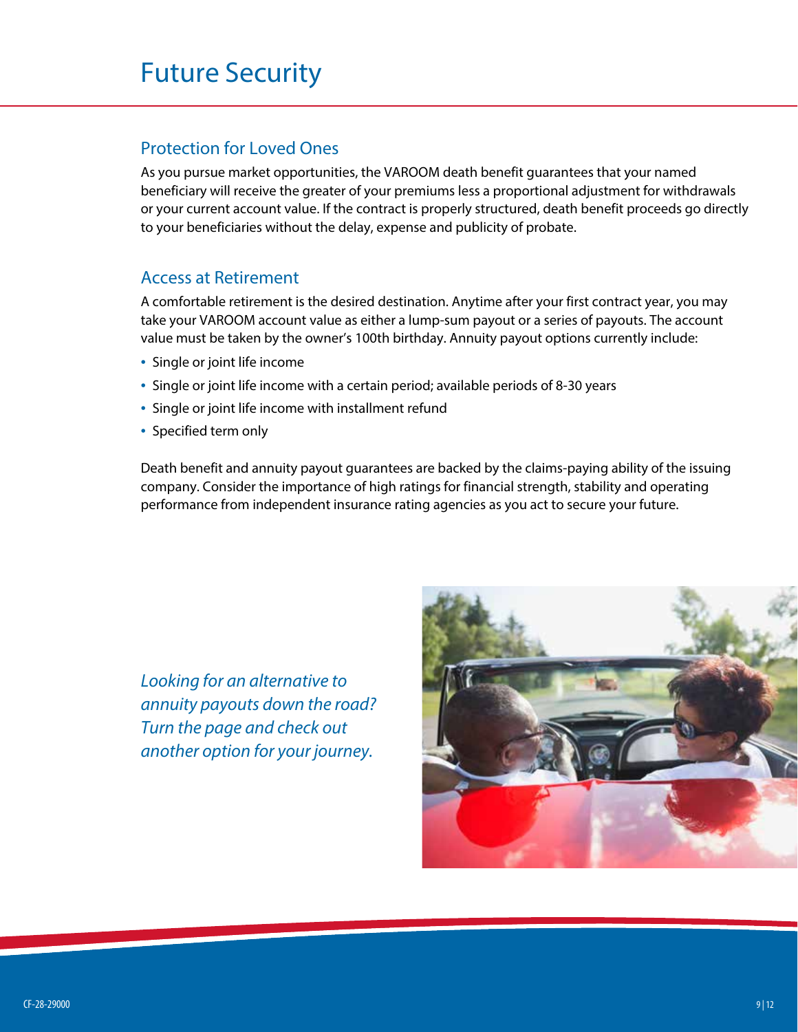# Future Security

## Protection for Loved Ones

As you pursue market opportunities, the VAROOM death benefit guarantees that your named beneficiary will receive the greater of your premiums less a proportional adjustment for withdrawals or your current account value. If the contract is properly structured, death benefit proceeds go directly to your beneficiaries without the delay, expense and publicity of probate.

## Access at Retirement

A comfortable retirement is the desired destination. Anytime after your first contract year, you may take your VAROOM account value as either a lump-sum payout or a series of payouts. The account value must be taken by the owner's 100th birthday. Annuity payout options currently include:

- Single or joint life income
- Single or joint life income with a certain period; available periods of 8-30 years
- Single or joint life income with installment refund
- Specified term only

Death benefit and annuity payout guarantees are backed by the claims-paying ability of the issuing company. Consider the importance of high ratings for financial strength, stability and operating performance from independent insurance rating agencies as you act to secure your future.

*Looking for an alternative to annuity payouts down the road? Turn the page and check out another option for your journey.*

CF-28-29000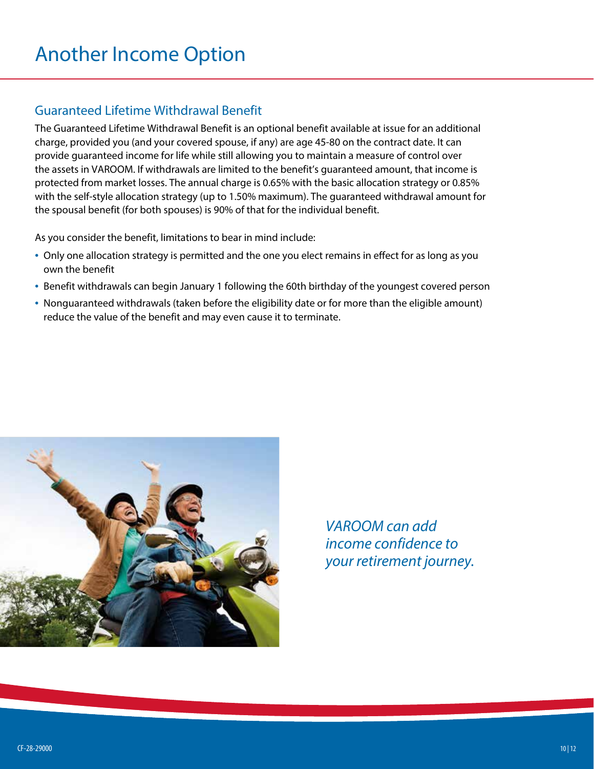# Another Income Option

## Guaranteed Lifetime Withdrawal Benefit

The Guaranteed Lifetime Withdrawal Benefit is an optional benefit available at issue for an additional charge, provided you (and your covered spouse, if any) are age 45-80 on the contract date. It can provide guaranteed income for life while still allowing you to maintain a measure of control over the assets in VAROOM. If withdrawals are limited to the benefit's guaranteed amount, that income is protected from market losses. The annual charge is 0.65% with the basic allocation strategy or 0.85% with the self-style allocation strategy (up to 1.50% maximum). The guaranteed withdrawal amount for the spousal benefit (for both spouses) is 90% of that for the individual benefit.

As you consider the benefit, limitations to bear in mind include:

- Only one allocation strategy is permitted and the one you elect remains in effect for as long as you own the benefit
- Benefit withdrawals can begin January 1 following the 60th birthday of the youngest covered person
- Nonguaranteed withdrawals (taken before the eligibility date or for more than the eligible amount) reduce the value of the benefit and may even cause it to terminate.

*VAROOM can add income confidence to your retirement journey.*

CF-28-29000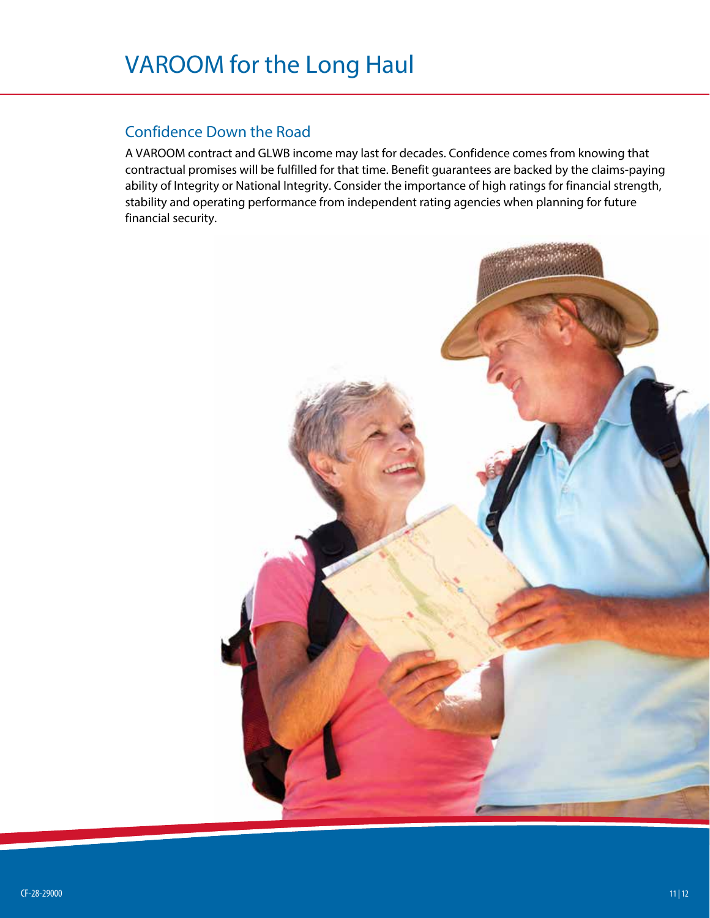# VAROOM for the Long Haul

## Confidence Down the Road

A VAROOM contract and GLWB income may last for decades. Confidence comes from knowing that contractual promises will be fulfilled for that time. Benefit guarantees are backed by the claims-paying ability of Integrity or National Integrity. Consider the importance of high ratings for financial strength, stability and operating performance from independent rating agencies when planning for future financial security.

CF-28-29000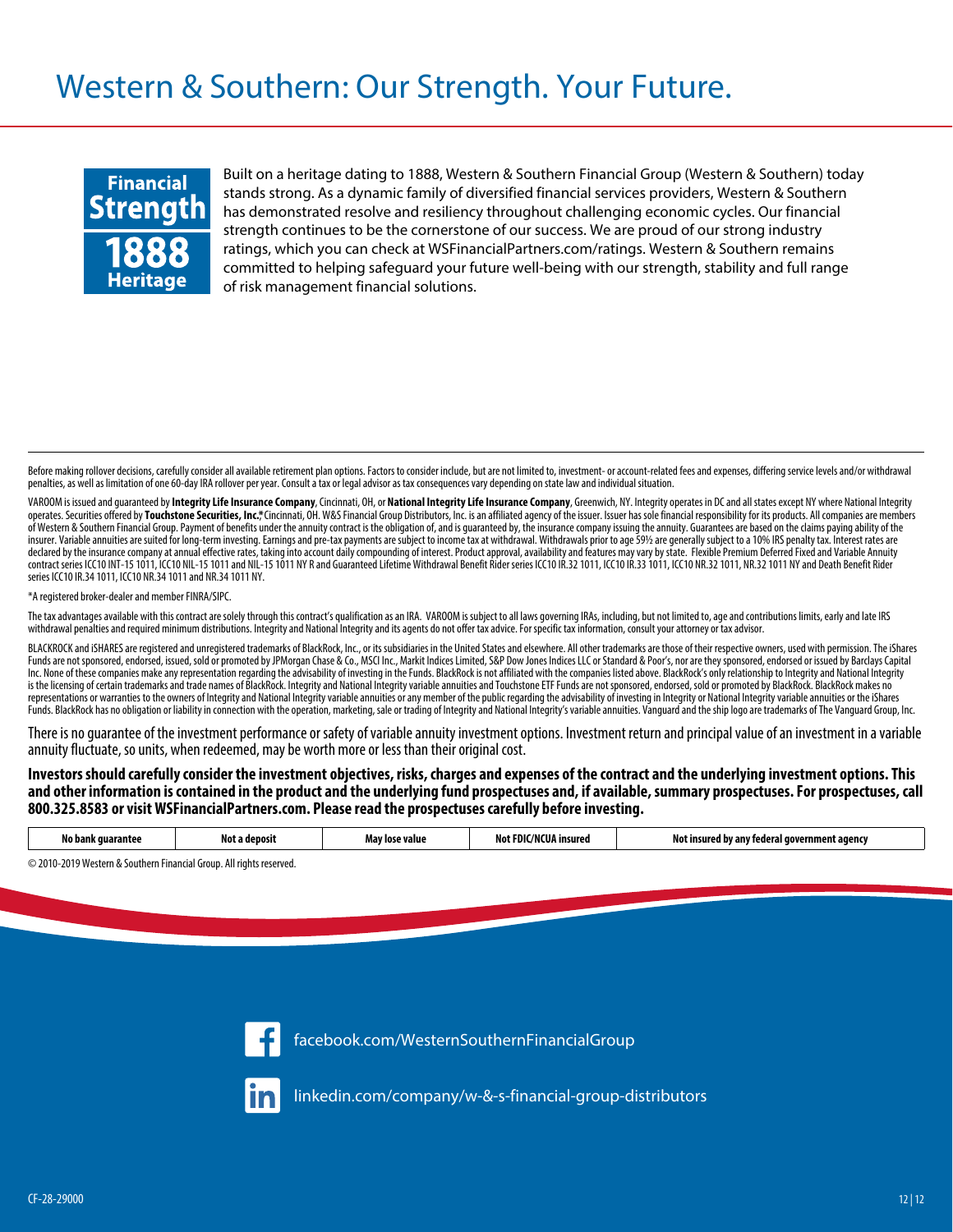# Western & Southern: Our Strength. Your Future.

**Financial Strength**
**1888 Heritage**

Built on a heritage dating to 1888, Western & Southern Financial Group (Western & Southern) today stands strong. As a dynamic family of diversified financial services providers, Western & Southern has demonstrated resolve and resiliency throughout challenging economic cycles. Our financial strength continues to be the cornerstone of our success. We are proud of our strong industry ratings, which you can check at WSFinancialPartners.com/ratings. Western & Southern remains committed to helping safeguard your future well-being with our strength, stability and full range of risk management financial solutions.

---

Before making rollover decisions, carefully consider all available retirement plan options. Factors to consider include, but are not limited to, investment- or account-related fees and expenses, differing service levels and/or withdrawal penalties, as well as limitation of one 60-day IRA rollover per year. Consult a tax or legal advisor as tax consequences vary depending on state law and individual situation.

VAROOM is issued and guaranteed by **Integrity Life Insurance Company**, Cincinnati, OH, or **National Integrity Life Insurance Company**, Greenwich, NY. Integrity operates in DC and all states except NY where National Integrity operates. Securities offered by **Touchstone Securities, Inc.***Cincinnati, OH. W&S Financial Group Distributors, Inc. is an affiliated agency of the issuer. Issuer has sole financial responsibility for its products. All companies are members of Western & Southern Financial Group. Payment of benefits under the annuity contract is the obligation of, and is guaranteed by, the insurance company issuing the annuity. Guarantees are based on the claims paying ability of the insurer. Variable annuities are suited for long-term investing. Earnings and pre-tax payments are subject to income tax at withdrawal. Withdrawals prior to age 59½ are generally subject to a 10% IRS penalty tax. Interest rates are declared by the insurance company at annual effective rates, taking into account daily compounding of interest. Product approval, availability and features may vary by state. Flexible Premium Deferred Fixed and Variable Annuity contract series ICC10 INT-15 1011, ICC10 NIL-15 1011 and NIL-15 1011 NY R and Guaranteed Lifetime Withdrawal Benefit Rider series ICC10 IR.32 1011, ICC10 IR.33 1011, ICC10 NR.32 1011, NR.32 1011 NY and Death Benefit Rider series ICC10 IR.34 1011, ICC10 NR.34 1011 and NR.34 1011 NY.

*A registered broker-dealer and member FINRA/SIPC.

The tax advantages available with this contract are solely through this contract's qualification as an IRA. VAROOM is subject to all laws governing IRAs, including, but not limited to, age and contributions limits, early and late IRS withdrawal penalties and required minimum distributions. Integrity and National Integrity and its agents do not offer tax advice. For specific tax information, consult your attorney or tax advisor.

BLACKROCK and iSHARES are registered and unregistered trademarks of BlackRock, Inc., or its subsidiaries in the United States and elsewhere. All other trademarks are those of their respective owners, used with permission. The iShares Funds are not sponsored, endorsed, issued, sold or promoted by JPMorgan Chase & Co., MSCI Inc., Markit Indices Limited, S&P Dow Jones Indices LLC or Standard & Poor's, nor are they sponsored, endorsed or issued by Barclays Capital Inc. None of these companies make any representation regarding the advisability of investing in the Funds. BlackRock is not affiliated with the companies listed above. BlackRock's only relationship to Integrity and National Integrity is the licensing of certain trademarks and trade names of BlackRock. Integrity and National Integrity variable annuities and Touchstone ETF Funds are not sponsored, endorsed, sold or promoted by BlackRock. BlackRock makes no representations or warranties to the owners of Integrity and National Integrity variable annuities or any member of the public regarding the advisability of investing in Integrity or National Integrity variable annuities or the iShares Funds. BlackRock has no obligation or liability in connection with the operation, marketing, sale or trading of Integrity and National Integrity's variable annuities. Vanguard and the ship logo are trademarks of The Vanguard Group, Inc.

There is no guarantee of the investment performance or safety of variable annuity investment options. Investment return and principal value of an investment in a variable annuity fluctuate, so units, when redeemed, may be worth more or less than their original cost.

**Investors should carefully consider the investment objectives, risks, charges and expenses of the contract and the underlying investment options. This and other information is contained in the product and the underlying fund prospectuses and, if available, summary prospectuses. For prospectuses, call 800.325.8583 or visit WSFinancialPartners.com. Please read the prospectuses carefully before investing.**

| | | | | |
|---|---|---|---|---|
| No bank guarantee | Not a deposit | May lose value | Not FDIC/NCUA insured | Not insured by any federal government agency |

© 2010-2019 Western & Southern Financial Group. All rights reserved.

facebook.com/WesternSouthernFinancialGroup

linkedin.com/company/w-&-s-financial-group-distributors

CF-28-29000